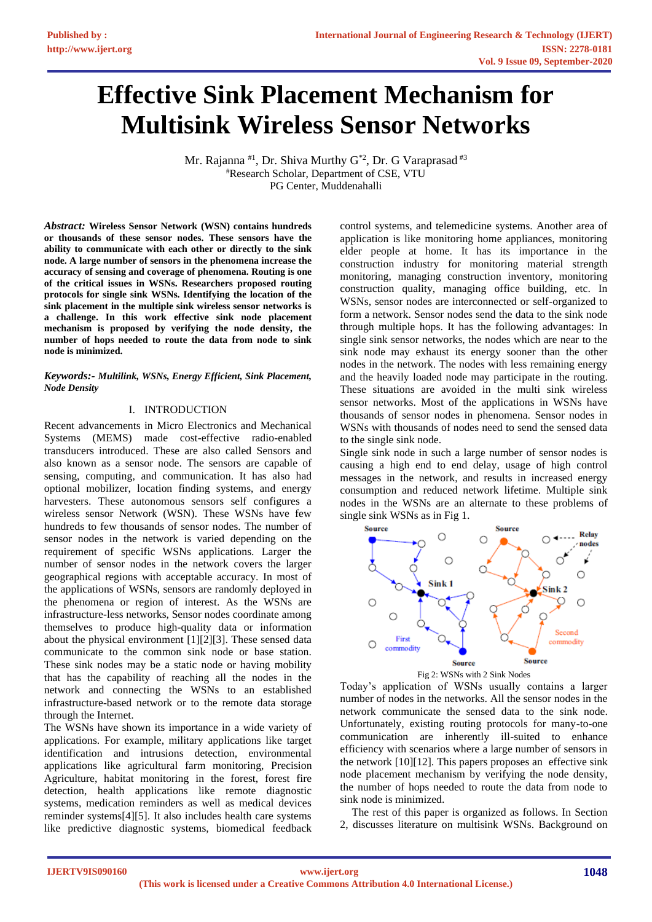# Effective Sink Placement Mechanism for Multisink Wireless Sensor Networks

Mr. Rajanna [#1], Dr. Shiva Murthy G[*2], Dr. G Varaprasad [#3]
[#]Research Scholar, Department of CSE, VTU
PG Center, Muddenahalli

***Abstract:*** **Wireless Sensor Network (WSN) contains hundreds or thousands of these sensor nodes. These sensors have the ability to communicate with each other or directly to the sink node. A large number of sensors in the phenomena increase the accuracy of sensing and coverage of phenomena. Routing is one of the critical issues in WSNs. Researchers proposed routing protocols for single sink WSNs. Identifying the location of the sink placement in the multiple sink wireless sensor networks is a challenge. In this work effective sink node placement mechanism is proposed by verifying the node density, the number of hops needed to route the data from node to sink node is minimized.**

***Keywords:- Multilink, WSNs, Energy Efficient, Sink Placement, Node Density***

## I. INTRODUCTION

Recent advancements in Micro Electronics and Mechanical Systems (MEMS) made cost-effective radio-enabled transducers introduced. These are also called Sensors and also known as a sensor node. The sensors are capable of sensing, computing, and communication. It has also had optional mobilizer, location finding systems, and energy harvesters. These autonomous sensors self configures a wireless sensor Network (WSN). These WSNs have few hundreds to few thousands of sensor nodes. The number of sensor nodes in the network is varied depending on the requirement of specific WSNs applications. Larger the number of sensor nodes in the network covers the larger geographical regions with acceptable accuracy. In most of the applications of WSNs, sensors are randomly deployed in the phenomena or region of interest. As the WSNs are infrastructure-less networks, Sensor nodes coordinate among themselves to produce high-quality data or information about the physical environment [1][2][3]. These sensed data communicate to the common sink node or base station. These sink nodes may be a static node or having mobility that has the capability of reaching all the nodes in the network and connecting the WSNs to an established infrastructure-based network or to the remote data storage through the Internet.

The WSNs have shown its importance in a wide variety of applications. For example, military applications like target identification and intrusions detection, environmental applications like agricultural farm monitoring, Precision Agriculture, habitat monitoring in the forest, forest fire detection, health applications like remote diagnostic systems, medication reminders as well as medical devices reminder systems[4][5]. It also includes health care systems like predictive diagnostic systems, biomedical feedback control systems, and telemedicine systems. Another area of application is like monitoring home appliances, monitoring elder people at home. It has its importance in the construction industry for monitoring material strength monitoring, managing construction inventory, monitoring construction quality, managing office building, etc. In WSNs, sensor nodes are interconnected or self-organized to form a network. Sensor nodes send the data to the sink node through multiple hops. It has the following advantages: In single sink sensor networks, the nodes which are near to the sink node may exhaust its energy sooner than the other nodes in the network. The nodes with less remaining energy and the heavily loaded node may participate in the routing. These situations are avoided in the multi sink wireless sensor networks. Most of the applications in WSNs have thousands of sensor nodes in phenomena. Sensor nodes in WSNs with thousands of nodes need to send the sensed data to the single sink node.

Single sink node in such a large number of sensor nodes is causing a high end to end delay, usage of high control messages in the network, and results in increased energy consumption and reduced network lifetime. Multiple sink nodes in the WSNs are an alternate to these problems of single sink WSNs as in Fig 1.

Fig 2: WSNs with 2 Sink Nodes

Today's application of WSNs usually contains a larger number of nodes in the networks. All the sensor nodes in the network communicate the sensed data to the sink node. Unfortunately, existing routing protocols for many-to-one communication are inherently ill-suited to enhance efficiency with scenarios where a large number of sensors in the network [10][12]. This papers proposes an effective sink node placement mechanism by verifying the node density, the number of hops needed to route the data from node to sink node is minimized.

The rest of this paper is organized as follows. In Section 2, discusses literature on multisink WSNs. Background on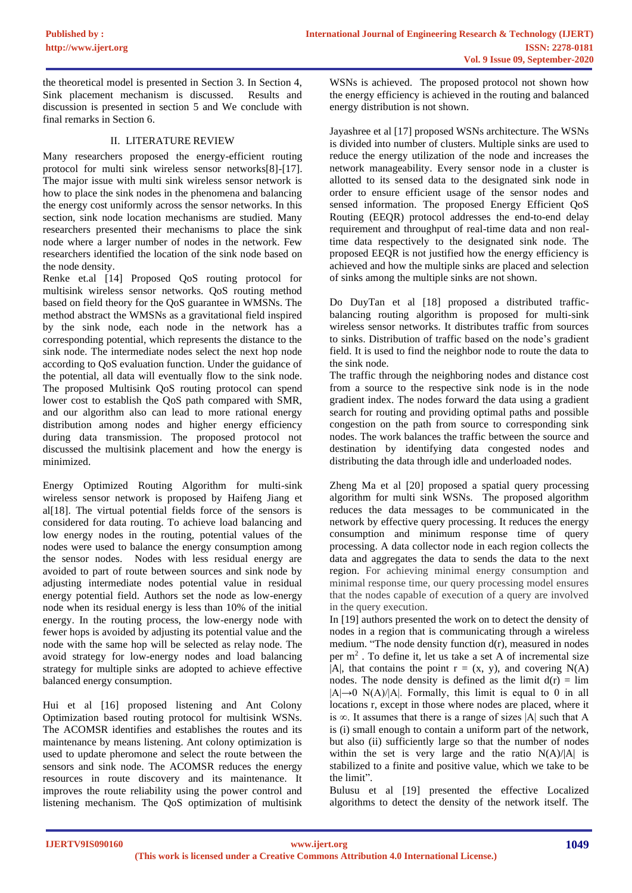the theoretical model is presented in Section 3. In Section 4, Sink placement mechanism is discussed. Results and discussion is presented in section 5 and We conclude with final remarks in Section 6.

## II. LITERATURE REVIEW

Many researchers proposed the energy-efficient routing protocol for multi sink wireless sensor networks[8]-[17]. The major issue with multi sink wireless sensor network is how to place the sink nodes in the phenomena and balancing the energy cost uniformly across the sensor networks. In this section, sink node location mechanisms are studied. Many researchers presented their mechanisms to place the sink node where a larger number of nodes in the network. Few researchers identified the location of the sink node based on the node density.

Renke et.al [14] Proposed QoS routing protocol for multisink wireless sensor networks. QoS routing method based on field theory for the QoS guarantee in WMSNs. The method abstract the WMSNs as a gravitational field inspired by the sink node, each node in the network has a corresponding potential, which represents the distance to the sink node. The intermediate nodes select the next hop node according to QoS evaluation function. Under the guidance of the potential, all data will eventually flow to the sink node. The proposed Multisink QoS routing protocol can spend lower cost to establish the QoS path compared with SMR, and our algorithm also can lead to more rational energy distribution among nodes and higher energy efficiency during data transmission. The proposed protocol not discussed the multisink placement and how the energy is minimized.

Energy Optimized Routing Algorithm for multi-sink wireless sensor network is proposed by Haifeng Jiang et al[18]. The virtual potential fields force of the sensors is considered for data routing. To achieve load balancing and low energy nodes in the routing, potential values of the nodes were used to balance the energy consumption among the sensor nodes. Nodes with less residual energy are avoided to part of route between sources and sink node by adjusting intermediate nodes potential value in residual energy potential field. Authors set the node as low-energy node when its residual energy is less than 10% of the initial energy. In the routing process, the low-energy node with fewer hops is avoided by adjusting its potential value and the node with the same hop will be selected as relay node. The avoid strategy for low-energy nodes and load balancing strategy for multiple sinks are adopted to achieve effective balanced energy consumption.

Hui et al [16] proposed listening and Ant Colony Optimization based routing protocol for multisink WSNs. The ACOMSR identifies and establishes the routes and its maintenance by means listening. Ant colony optimization is used to update pheromone and select the route between the sensors and sink node. The ACOMSR reduces the energy resources in route discovery and its maintenance. It improves the route reliability using the power control and listening mechanism. The QoS optimization of multisink WSNs is achieved. The proposed protocol not shown how the energy efficiency is achieved in the routing and balanced energy distribution is not shown.

Jayashree et al [17] proposed WSNs architecture. The WSNs is divided into number of clusters. Multiple sinks are used to reduce the energy utilization of the node and increases the network manageability. Every sensor node in a cluster is allotted to its sensed data to the designated sink node in order to ensure efficient usage of the sensor nodes and sensed information. The proposed Energy Efficient QoS Routing (EEQR) protocol addresses the end-to-end delay requirement and throughput of real-time data and non real-time data respectively to the designated sink node. The proposed EEQR is not justified how the energy efficiency is achieved and how the multiple sinks are placed and selection of sinks among the multiple sinks are not shown.

Do DuyTan et al [18] proposed a distributed traffic-balancing routing algorithm is proposed for multi-sink wireless sensor networks. It distributes traffic from sources to sinks. Distribution of traffic based on the node's gradient field. It is used to find the neighbor node to route the data to the sink node.

The traffic through the neighboring nodes and distance cost from a source to the respective sink node is in the node gradient index. The nodes forward the data using a gradient search for routing and providing optimal paths and possible congestion on the path from source to corresponding sink nodes. The work balances the traffic between the source and destination by identifying data congested nodes and distributing the data through idle and underloaded nodes.

Zheng Ma et al [20] proposed a spatial query processing algorithm for multi sink WSNs. The proposed algorithm reduces the data messages to be communicated in the network by effective query processing. It reduces the energy consumption and minimum response time of query processing. A data collector node in each region collects the data and aggregates the data to sends the data to the next region. For achieving minimal energy consumption and minimal response time, our query processing model ensures that the nodes capable of execution of a query are involved in the query execution.

In [19] authors presented the work on to detect the density of nodes in a region that is communicating through a wireless medium. "The node density function d(r), measured in nodes per $m^2$ . To define it, let us take a set A of incremental size |A|, that contains the point r = (x, y), and covering N(A) nodes. The node density is defined as the limit $d(r) = \lim_{|A|\to 0} N(A)/|A|$. Formally, this limit is equal to 0 in all locations r, except in those where nodes are placed, where it is $\infty$. It assumes that there is a range of sizes |A| such that A is (i) small enough to contain a uniform part of the network, but also (ii) sufficiently large so that the number of nodes within the set is very large and the ratio N(A)/|A| is stabilized to a finite and positive value, which we take to be the limit".

Bulusu et al [19] presented the effective Localized algorithms to detect the density of the network itself. The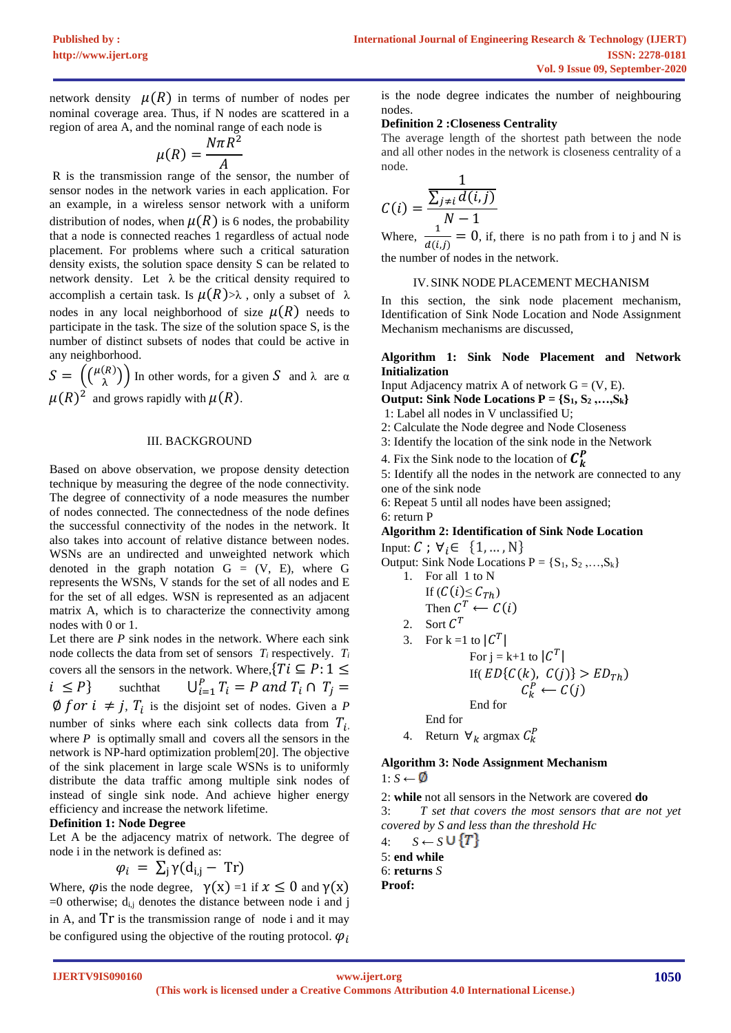network density $\mu(R)$ in terms of number of nodes per nominal coverage area. Thus, if N nodes are scattered in a region of area A, and the nominal range of each node is

$$\mu(R) = \frac{N\pi R^2}{A}$$

R is the transmission range of the sensor, the number of sensor nodes in the network varies in each application. For an example, in a wireless sensor network with a uniform distribution of nodes, when $\mu(R)$ is 6 nodes, the probability that a node is connected reaches 1 regardless of actual node placement. For problems where such a critical saturation density exists, the solution space density S can be related to network density. Let λ be the critical density required to accomplish a certain task. Is $\mu(R)$>λ , only a subset of λ nodes in any local neighborhood of size $\mu(R)$ needs to participate in the task. The size of the solution space S, is the number of distinct subsets of nodes that could be active in any neighborhood.

$S = \left(\binom{\mu(R)}{\lambda}\right)$ In other words, for a given $S$ and λ are α $\mu(R)^2$ and grows rapidly with $\mu(R)$.

## III. BACKGROUND

Based on above observation, we propose density detection technique by measuring the degree of the node connectivity. The degree of connectivity of a node measures the number of nodes connected. The connectedness of the node defines the successful connectivity of the nodes in the network. It also takes into account of relative distance between nodes. WSNs are an undirected and unweighted network which denoted in the graph notation G = (V, E), where G represents the WSNs, V stands for the set of all nodes and E for the set of all edges. WSN is represented as an adjacent matrix A, which is to characterize the connectivity among nodes with 0 or 1.

Let there are *P* sink nodes in the network. Where each sink node collects the data from set of sensors $T_i$ respectively. $T_i$ covers all the sensors in the network. Where, $\{Ti \subseteq P: 1 \leq i \leq P\}$ suchthat $\bigcup_{i=1}^{P} T_i = P \; and \; T_i \cap T_j = \emptyset \; for \; i \neq j$, $T_i$ is the disjoint set of nodes. Given a *P* number of sinks where each sink collects data from $T_i$, where *P* is optimally small and covers all the sensors in the network is NP-hard optimization problem[20]. The objective of the sink placement in large scale WSNs is to uniformly distribute the data traffic among multiple sink nodes of instead of single sink node. And achieve higher energy efficiency and increase the network lifetime.

**Definition 1: Node Degree**

Let A be the adjacency matrix of network. The degree of node i in the network is defined as:

$$\varphi_i = \sum_j \gamma(d_{i,j} - \mathrm{Tr})$$

Where, $\varphi$is the node degree, $\gamma(x)$ =1 if $x \leq 0$ and $\gamma(x)$ =0 otherwise; $d_{i,j}$ denotes the distance between node i and j in A, and Tr is the transmission range of node i and it may be configured using the objective of the routing protocol. $\varphi_i$ is the node degree indicates the number of neighbouring nodes.

**Definition 2 :Closeness Centrality**

The average length of the shortest path between the node and all other nodes in the network is closeness centrality of a node.

$$C(i) = \frac{1}{\frac{\sum_{j \neq i} d(i,j)}{N-1}}$$

Where, $\frac{1}{d(i,j)} = 0$, if, there is no path from i to j and N is the number of nodes in the network.

## IV. SINK NODE PLACEMENT MECHANISM

In this section, the sink node placement mechanism, Identification of Sink Node Location and Node Assignment Mechanism mechanisms are discussed,

**Algorithm 1: Sink Node Placement and Network Initialization**

Input Adjacency matrix A of network G = (V, E).

**Output: Sink Node Locations P = {$S_1$, $S_2$ ,…,$S_k$}**

1: Label all nodes in V unclassified U;
2: Calculate the Node degree and Node Closeness
3: Identify the location of the sink node in the Network
4. Fix the Sink node to the location of $C_k^P$
5: Identify all the nodes in the network are connected to any one of the sink node
6: Repeat 5 until all nodes have been assigned;
6: return P

**Algorithm 2: Identification of Sink Node Location**

Input: $C$ ; $\forall_i \in \{1, \ldots, \mathrm{N}\}$

Output: Sink Node Locations P = {$S_1$, $S_2$ ,…,$S_k$}

1. For all 1 to N
   If ($C(i) \leq C_{Th}$)
   Then $C^T \longleftarrow C(i)$
2. Sort $C^T$
3. For k =1 to $|C^T|$
   For j = k+1 to $|C^T|$
   If( $ED\{C(k),\ C(j)\} > ED_{Th}$)
   $C_k^P \longleftarrow C(j)$
   End for
   End for
4. Return $\forall_k$ argmax $C_k^P$

**Algorithm 3: Node Assignment Mechanism**

1: $S \leftarrow \emptyset$
2: **while** not all sensors in the Network are covered **do**
3: *T set that covers the most sensors that are not yet covered by S and less than the threshold Hc*
4: $S \leftarrow S \cup \{T\}$
5: **end while**
6: **returns** *S*

**Proof:**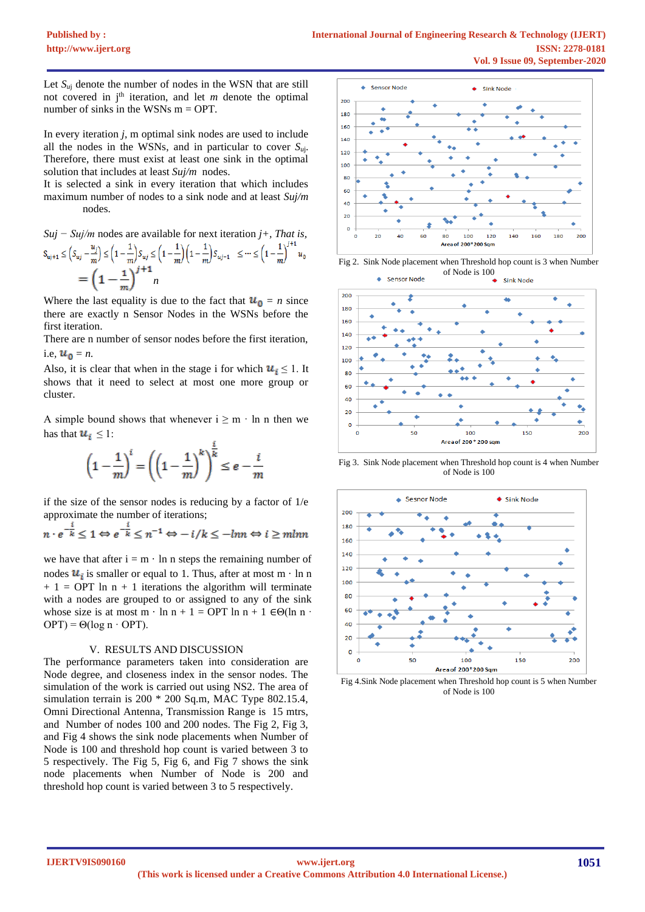Let $S_{uj}$ denote the number of nodes in the WSN that are still not covered in $j^{th}$ iteration, and let $m$ denote the optimal number of sinks in the WSNs m = OPT.

In every iteration $j$, m optimal sink nodes are used to include all the nodes in the WSNs, and in particular to cover $S_{uj}$. Therefore, there must exist at least one sink in the optimal solution that includes at least $Suj/m$ nodes.

It is selected a sink in every iteration that which includes maximum number of nodes to a sink node and at least $Suj/m$ nodes.

$Suj - Suj/m$ nodes are available for next iteration $j+$, That is,

$$S_{uj+1} \leq \left(S_{uj} - \frac{u_j}{m}\right) \leq \left(1 - \frac{1}{m}\right) S_{uj} \leq \left(1 - \frac{1}{m}\right)\left(1 - \frac{1}{m}\right) S_{uj-1} \leq \cdots \leq \left(1 - \frac{1}{m}\right)^{j+1} u_0$$

$$= \left(1 - \frac{1}{m}\right)^{j+1} n$$

Where the last equality is due to the fact that $u_0 = n$ since there are exactly n Sensor Nodes in the WSNs before the first iteration.

There are n number of sensor nodes before the first iteration, i.e, $u_0 = n$.

Also, it is clear that when in the stage i for which $u_i \leq 1$. It shows that it need to select at most one more group or cluster.

A simple bound shows that whenever i ≥ m · ln n then we has that $u_i \leq 1$:

$$\left(1 - \frac{1}{m}\right)^{i} = \left(\left(1 - \frac{1}{m}\right)^{k}\right)^{\frac{i}{k}} \leq e - \frac{i}{m}$$

if the size of the sensor nodes is reducing by a factor of 1/e approximate the number of iterations;

$$n \cdot e^{-\frac{i}{k}} \leq 1 \Leftrightarrow e^{-\frac{i}{k}} \leq n^{-1} \Leftrightarrow -i/k \leq -\ln n \Leftrightarrow i \geq m \ln n$$

we have that after i = m · ln n steps the remaining number of nodes $u_i$ is smaller or equal to 1. Thus, after at most m · ln n + 1 = OPT ln n + 1 iterations the algorithm will terminate with a nodes are grouped to or assigned to any of the sink whose size is at most m · ln n + 1 = OPT ln n + 1 ∈Θ(ln n · OPT) = Θ(log n · OPT).

## V. RESULTS AND DISCUSSION

The performance parameters taken into consideration are Node degree, and closeness index in the sensor nodes. The simulation of the work is carried out using NS2. The area of simulation terrain is 200 * 200 Sq.m, MAC Type 802.15.4, Omni Directional Antenna, Transmission Range is 15 mtrs, and Number of nodes 100 and 200 nodes. The Fig 2, Fig 3, and Fig 4 shows the sink node placements when Number of Node is 100 and threshold hop count is varied between 3 to 5 respectively. The Fig 5, Fig 6, and Fig 7 shows the sink node placements when Number of Node is 200 and threshold hop count is varied between 3 to 5 respectively.

Fig 2. Sink Node placement when Threshold hop count is 3 when Number of Node is 100

Fig 3. Sink Node placement when Threshold hop count is 4 when Number of Node is 100

Fig 4.Sink Node placement when Threshold hop count is 5 when Number of Node is 100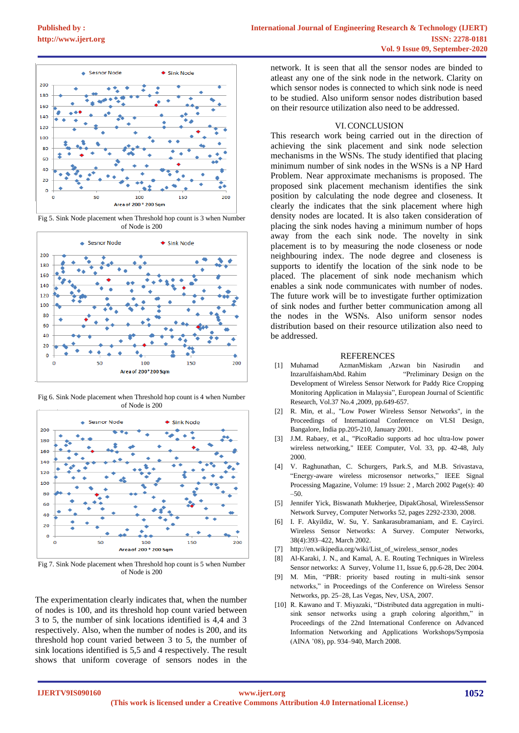Fig 5. Sink Node placement when Threshold hop count is 3 when Number of Node is 200

Fig 6. Sink Node placement when Threshold hop count is 4 when Number of Node is 200

Fig 7. Sink Node placement when Threshold hop count is 5 when Number of Node is 200

The experimentation clearly indicates that, when the number of nodes is 100, and its threshold hop count varied between 3 to 5, the number of sink locations identified is 4,4 and 3 respectively. Also, when the number of nodes is 200, and its threshold hop count varied between 3 to 5, the number of sink locations identified is 5,5 and 4 respectively. The result shows that uniform coverage of sensors nodes in the network. It is seen that all the sensor nodes are binded to atleast any one of the sink node in the network. Clarity on which sensor nodes is connected to which sink node is need to be studied. Also uniform sensor nodes distribution based on their resource utilization also need to be addressed.

## VI. CONCLUSION

This research work being carried out in the direction of achieving the sink placement and sink node selection mechanisms in the WSNs. The study identified that placing minimum number of sink nodes in the WSNs is a NP Hard Problem. Near approximate mechanisms is proposed. The proposed sink placement mechanism identifies the sink position by calculating the node degree and closeness. It clearly the indicates that the sink placement where high density nodes are located. It is also taken consideration of placing the sink nodes having a minimum number of hops away from the each sink node. The novelty in sink placement is to by measuring the node closeness or node neighbouring index. The node degree and closeness is supports to identify the location of the sink node to be placed. The placement of sink node mechanism which enables a sink node communicates with number of nodes. The future work will be to investigate further optimization of sink nodes and further better communication among all the nodes in the WSNs. Also uniform sensor nodes distribution based on their resource utilization also need to be addressed.

## REFERENCES

[1] Muhamad AzmanMiskam ,Azwan bin Nasirudin and InzarulfaishamAbd. Rahim "Preliminary Design on the Development of Wireless Sensor Network for Paddy Rice Cropping Monitoring Application in Malaysia", European Journal of Scientific Research, Vol.37 No.4 ,2009, pp.649-657.

[2] R. Min, et al., "Low Power Wireless Sensor Networks", in the Proceedings of International Conference on VLSI Design, Bangalore, India pp.205-210, January 2001.

[3] J.M. Rabaey, et al., "PicoRadio supports ad hoc ultra-low power wireless networking," IEEE Computer, Vol. 33, pp. 42-48, July 2000.

[4] V. Raghunathan, C. Schurgers, Park.S, and M.B. Srivastava, "Energy-aware wireless microsensor networks," IEEE Signal Processing Magazine, Volume: 19 Issue: 2 , March 2002 Page(s): 40 –50.

[5] Jennifer Yick, Biswanath Mukherjee, DipakGhosal, WirelessSensor Network Survey, Computer Networks 52, pages 2292-2330, 2008.

[6] I. F. Akyildiz, W. Su, Y. Sankarasubramaniam, and E. Cayirci. Wireless Sensor Networks: A Survey. Computer Networks, 38(4):393–422, March 2002.

[7] http://en.wikipedia.org/wiki/List_of_wireless_sensor_nodes

[8] Al-Karaki, J. N., and Kamal, A. E. Routing Techniques in Wireless Sensor networks: A Survey, Volume 11, Issue 6, pp.6-28, Dec 2004.

[9] M. Min, "PBR: priority based routing in multi-sink sensor networks," in Proceedings of the Conference on Wireless Sensor Networks, pp. 25–28, Las Vegas, Nev, USA, 2007.

[10] R. Kawano and T. Miyazaki, "Distributed data aggregation in multi-sink sensor networks using a graph coloring algorithm," in Proceedings of the 22nd International Conference on Advanced Information Networking and Applications Workshops/Symposia (AINA '08), pp. 934–940, March 2008.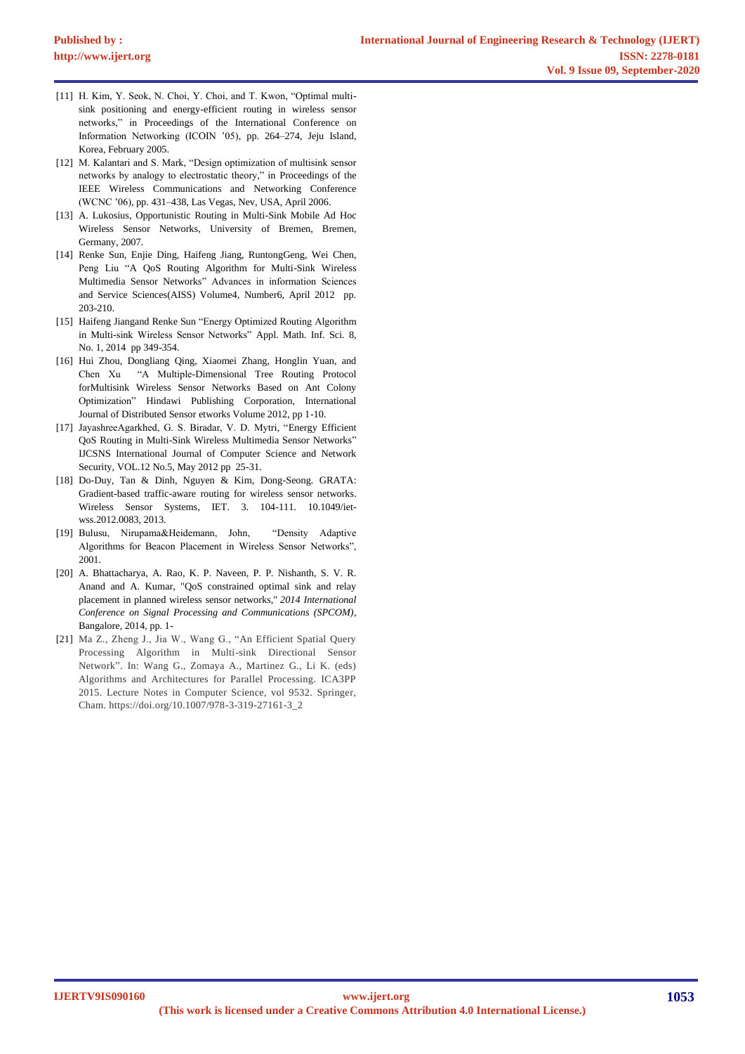[11] H. Kim, Y. Seok, N. Choi, Y. Choi, and T. Kwon, "Optimal multi-sink positioning and energy-efficient routing in wireless sensor networks," in Proceedings of the International Conference on Information Networking (ICOIN '05), pp. 264–274, Jeju Island, Korea, February 2005.

[12] M. Kalantari and S. Mark, "Design optimization of multisink sensor networks by analogy to electrostatic theory," in Proceedings of the IEEE Wireless Communications and Networking Conference (WCNC '06), pp. 431–438, Las Vegas, Nev, USA, April 2006.

[13] A. Lukosius, Opportunistic Routing in Multi-Sink Mobile Ad Hoc Wireless Sensor Networks, University of Bremen, Bremen, Germany, 2007.

[14] Renke Sun, Enjie Ding, Haifeng Jiang, RuntongGeng, Wei Chen, Peng Liu "A QoS Routing Algorithm for Multi-Sink Wireless Multimedia Sensor Networks" Advances in information Sciences and Service Sciences(AISS) Volume4, Number6, April 2012 pp. 203-210.

[15] Haifeng Jiangand Renke Sun "Energy Optimized Routing Algorithm in Multi-sink Wireless Sensor Networks" Appl. Math. Inf. Sci. 8, No. 1, 2014 pp 349-354.

[16] Hui Zhou, Dongliang Qing, Xiaomei Zhang, Honglin Yuan, and Chen Xu "A Multiple-Dimensional Tree Routing Protocol forMultisink Wireless Sensor Networks Based on Ant Colony Optimization" Hindawi Publishing Corporation, International Journal of Distributed Sensor etworks Volume 2012, pp 1-10.

[17] JayashreeAgarkhed, G. S. Biradar, V. D. Mytri, "Energy Efficient QoS Routing in Multi-Sink Wireless Multimedia Sensor Networks" IJCSNS International Journal of Computer Science and Network Security, VOL.12 No.5, May 2012 pp 25-31.

[18] Do-Duy, Tan & Dinh, Nguyen & Kim, Dong-Seong. GRATA: Gradient-based traffic-aware routing for wireless sensor networks. Wireless Sensor Systems, IET. 3. 104-111. 10.1049/iet-wss.2012.0083, 2013.

[19] Bulusu, Nirupama&Heidemann, John, "Density Adaptive Algorithms for Beacon Placement in Wireless Sensor Networks", 2001.

[20] A. Bhattacharya, A. Rao, K. P. Naveen, P. P. Nishanth, S. V. R. Anand and A. Kumar, "QoS constrained optimal sink and relay placement in planned wireless sensor networks," *2014 International Conference on Signal Processing and Communications (SPCOM)*, Bangalore, 2014, pp. 1-

[21] Ma Z., Zheng J., Jia W., Wang G., "An Efficient Spatial Query Processing Algorithm in Multi-sink Directional Sensor Network". In: Wang G., Zomaya A., Martinez G., Li K. (eds) Algorithms and Architectures for Parallel Processing. ICA3PP 2015. Lecture Notes in Computer Science, vol 9532. Springer, Cham. https://doi.org/10.1007/978-3-319-27161-3_2

(This work is licensed under a Creative Commons Attribution 4.0 International License.)